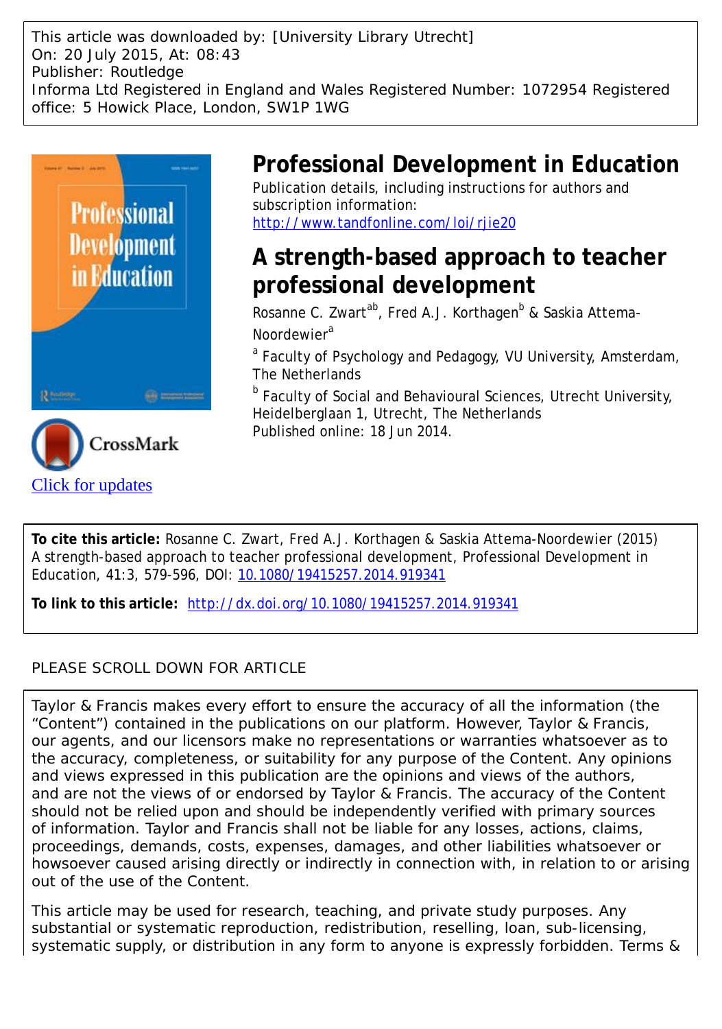This article was downloaded by: [University Library Utrecht]
On: 20 July 2015, At: 08:43
Publisher: Routledge
Informa Ltd Registered in England and Wales Registered Number: 1072954 Registered office: 5 Howick Place, London, SW1P 1WG

# Professional Development in Education

Publication details, including instructions for authors and subscription information:
http://www.tandfonline.com/loi/rjie20

## A strength-based approach to teacher professional development

Rosanne C. Zwart[ab], Fred A.J. Korthagen[b] & Saskia Attema-Noordewier[a]

[a] Faculty of Psychology and Pedagogy, VU University, Amsterdam, The Netherlands

[b] Faculty of Social and Behavioural Sciences, Utrecht University, Heidelberglaan 1, Utrecht, The Netherlands

Published online: 18 Jun 2014.

Click for updates

**To cite this article:** Rosanne C. Zwart, Fred A.J. Korthagen & Saskia Attema-Noordewier (2015) A strength-based approach to teacher professional development, Professional Development in Education, 41:3, 579-596, DOI: 10.1080/19415257.2014.919341

**To link to this article:** http://dx.doi.org/10.1080/19415257.2014.919341

PLEASE SCROLL DOWN FOR ARTICLE

Taylor & Francis makes every effort to ensure the accuracy of all the information (the "Content") contained in the publications on our platform. However, Taylor & Francis, our agents, and our licensors make no representations or warranties whatsoever as to the accuracy, completeness, or suitability for any purpose of the Content. Any opinions and views expressed in this publication are the opinions and views of the authors, and are not the views of or endorsed by Taylor & Francis. The accuracy of the Content should not be relied upon and should be independently verified with primary sources of information. Taylor and Francis shall not be liable for any losses, actions, claims, proceedings, demands, costs, expenses, damages, and other liabilities whatsoever or howsoever caused arising directly or indirectly in connection with, in relation to or arising out of the use of the Content.

This article may be used for research, teaching, and private study purposes. Any substantial or systematic reproduction, redistribution, reselling, loan, sub-licensing, systematic supply, or distribution in any form to anyone is expressly forbidden. Terms &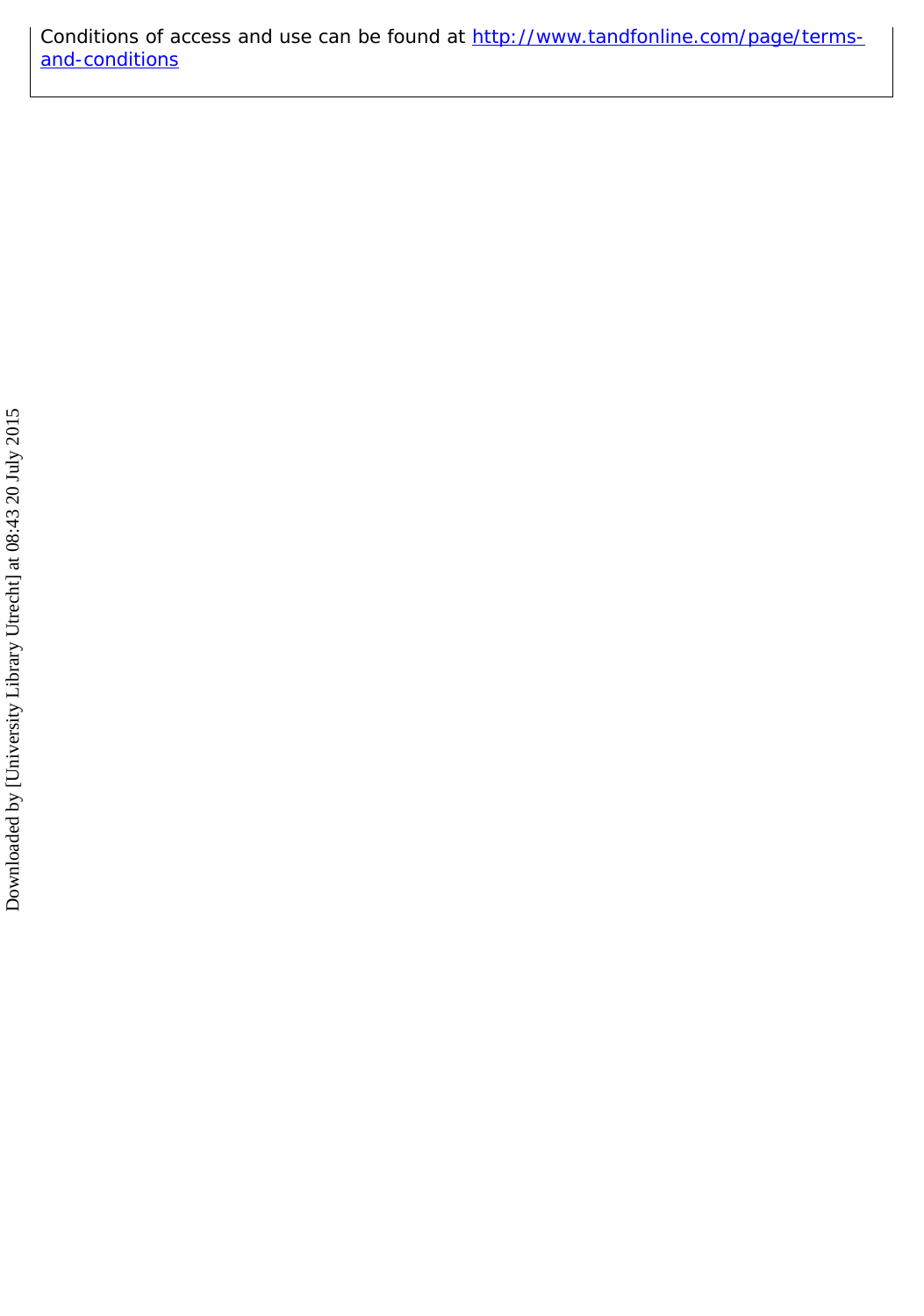Conditions of access and use can be found at [http://www.tandfonline.com/page/terms-and-conditions](http://www.tandfonline.com/page/terms-and-conditions)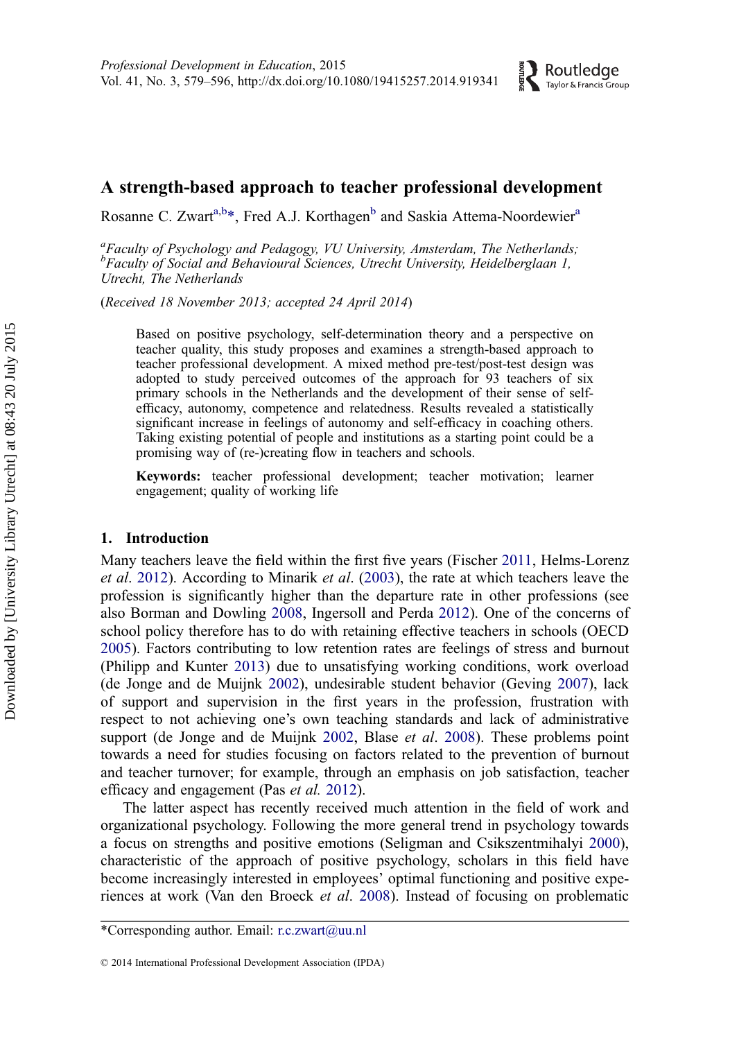# A strength-based approach to teacher professional development

Rosanne C. Zwart[a,b]*, Fred A.J. Korthagen[b] and Saskia Attema-Noordewier[a]

[a]*Faculty of Psychology and Pedagogy, VU University, Amsterdam, The Netherlands;* [b]*Faculty of Social and Behavioural Sciences, Utrecht University, Heidelberglaan 1, Utrecht, The Netherlands*

(*Received 18 November 2013; accepted 24 April 2014*)

Based on positive psychology, self-determination theory and a perspective on teacher quality, this study proposes and examines a strength-based approach to teacher professional development. A mixed method pre-test/post-test design was adopted to study perceived outcomes of the approach for 93 teachers of six primary schools in the Netherlands and the development of their sense of self-efficacy, autonomy, competence and relatedness. Results revealed a statistically significant increase in feelings of autonomy and self-efficacy in coaching others. Taking existing potential of people and institutions as a starting point could be a promising way of (re-)creating flow in teachers and schools.

**Keywords:** teacher professional development; teacher motivation; learner engagement; quality of working life

## 1. Introduction

Many teachers leave the field within the first five years (Fischer 2011, Helms-Lorenz *et al*. 2012). According to Minarik *et al*. (2003), the rate at which teachers leave the profession is significantly higher than the departure rate in other professions (see also Borman and Dowling 2008, Ingersoll and Perda 2012). One of the concerns of school policy therefore has to do with retaining effective teachers in schools (OECD 2005). Factors contributing to low retention rates are feelings of stress and burnout (Philipp and Kunter 2013) due to unsatisfying working conditions, work overload (de Jonge and de Muijnk 2002), undesirable student behavior (Geving 2007), lack of support and supervision in the first years in the profession, frustration with respect to not achieving one's own teaching standards and lack of administrative support (de Jonge and de Muijnk 2002, Blase *et al*. 2008). These problems point towards a need for studies focusing on factors related to the prevention of burnout and teacher turnover; for example, through an emphasis on job satisfaction, teacher efficacy and engagement (Pas *et al.* 2012).

The latter aspect has recently received much attention in the field of work and organizational psychology. Following the more general trend in psychology towards a focus on strengths and positive emotions (Seligman and Csikszentmihalyi 2000), characteristic of the approach of positive psychology, scholars in this field have become increasingly interested in employees' optimal functioning and positive experiences at work (Van den Broeck *et al*. 2008). Instead of focusing on problematic

*Corresponding author. Email: r.c.zwart@uu.nl

© 2014 International Professional Development Association (IPDA)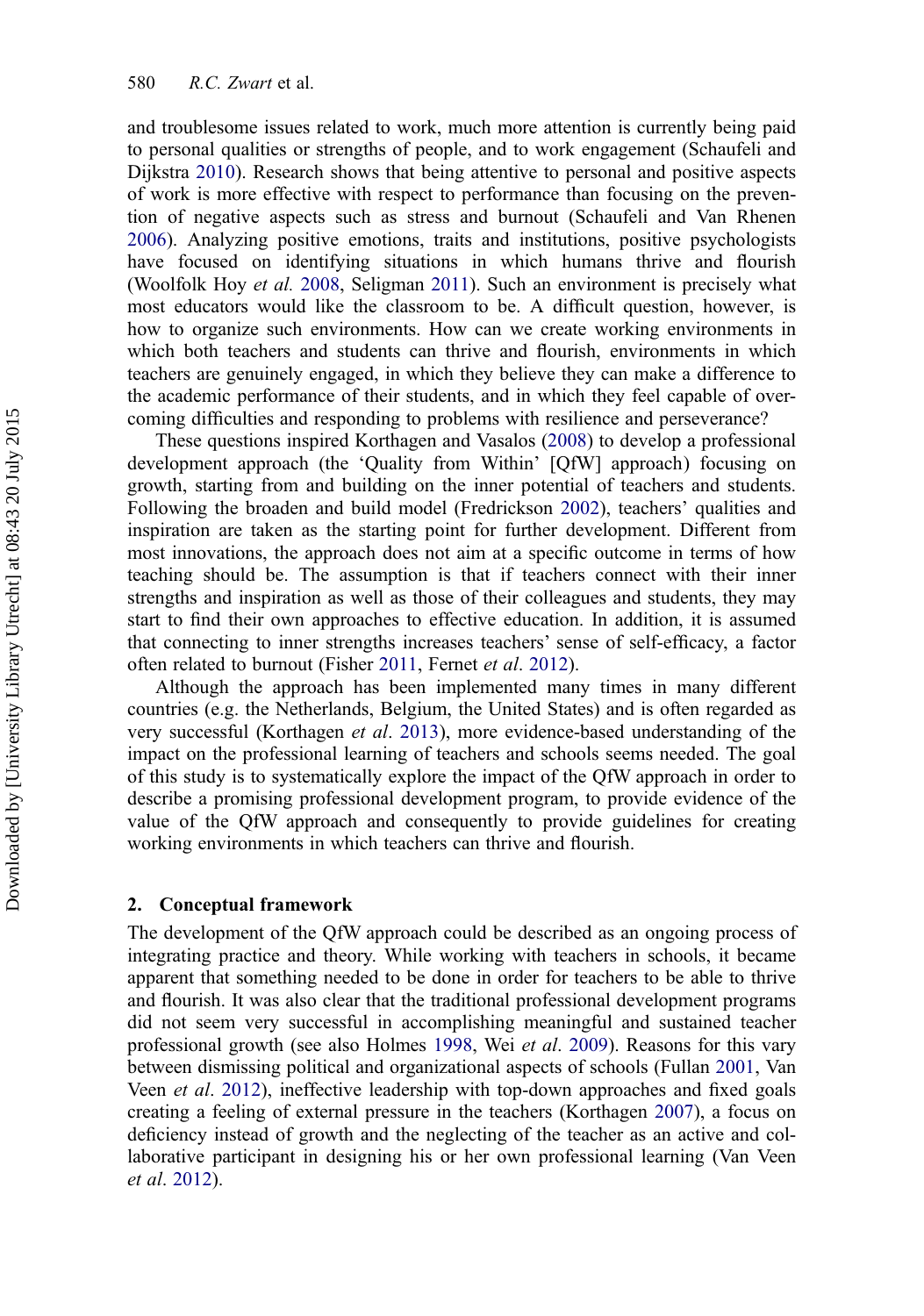and troublesome issues related to work, much more attention is currently being paid to personal qualities or strengths of people, and to work engagement (Schaufeli and Dijkstra 2010). Research shows that being attentive to personal and positive aspects of work is more effective with respect to performance than focusing on the prevention of negative aspects such as stress and burnout (Schaufeli and Van Rhenen 2006). Analyzing positive emotions, traits and institutions, positive psychologists have focused on identifying situations in which humans thrive and flourish (Woolfolk Hoy *et al.* 2008, Seligman 2011). Such an environment is precisely what most educators would like the classroom to be. A difficult question, however, is how to organize such environments. How can we create working environments in which both teachers and students can thrive and flourish, environments in which teachers are genuinely engaged, in which they believe they can make a difference to the academic performance of their students, and in which they feel capable of overcoming difficulties and responding to problems with resilience and perseverance?

These questions inspired Korthagen and Vasalos (2008) to develop a professional development approach (the 'Quality from Within' [QfW] approach) focusing on growth, starting from and building on the inner potential of teachers and students. Following the broaden and build model (Fredrickson 2002), teachers' qualities and inspiration are taken as the starting point for further development. Different from most innovations, the approach does not aim at a specific outcome in terms of how teaching should be. The assumption is that if teachers connect with their inner strengths and inspiration as well as those of their colleagues and students, they may start to find their own approaches to effective education. In addition, it is assumed that connecting to inner strengths increases teachers' sense of self-efficacy, a factor often related to burnout (Fisher 2011, Fernet *et al*. 2012).

Although the approach has been implemented many times in many different countries (e.g. the Netherlands, Belgium, the United States) and is often regarded as very successful (Korthagen *et al*. 2013), more evidence-based understanding of the impact on the professional learning of teachers and schools seems needed. The goal of this study is to systematically explore the impact of the QfW approach in order to describe a promising professional development program, to provide evidence of the value of the QfW approach and consequently to provide guidelines for creating working environments in which teachers can thrive and flourish.

## 2. Conceptual framework

The development of the QfW approach could be described as an ongoing process of integrating practice and theory. While working with teachers in schools, it became apparent that something needed to be done in order for teachers to be able to thrive and flourish. It was also clear that the traditional professional development programs did not seem very successful in accomplishing meaningful and sustained teacher professional growth (see also Holmes 1998, Wei *et al*. 2009). Reasons for this vary between dismissing political and organizational aspects of schools (Fullan 2001, Van Veen *et al*. 2012), ineffective leadership with top-down approaches and fixed goals creating a feeling of external pressure in the teachers (Korthagen 2007), a focus on deficiency instead of growth and the neglecting of the teacher as an active and collaborative participant in designing his or her own professional learning (Van Veen *et al*. 2012).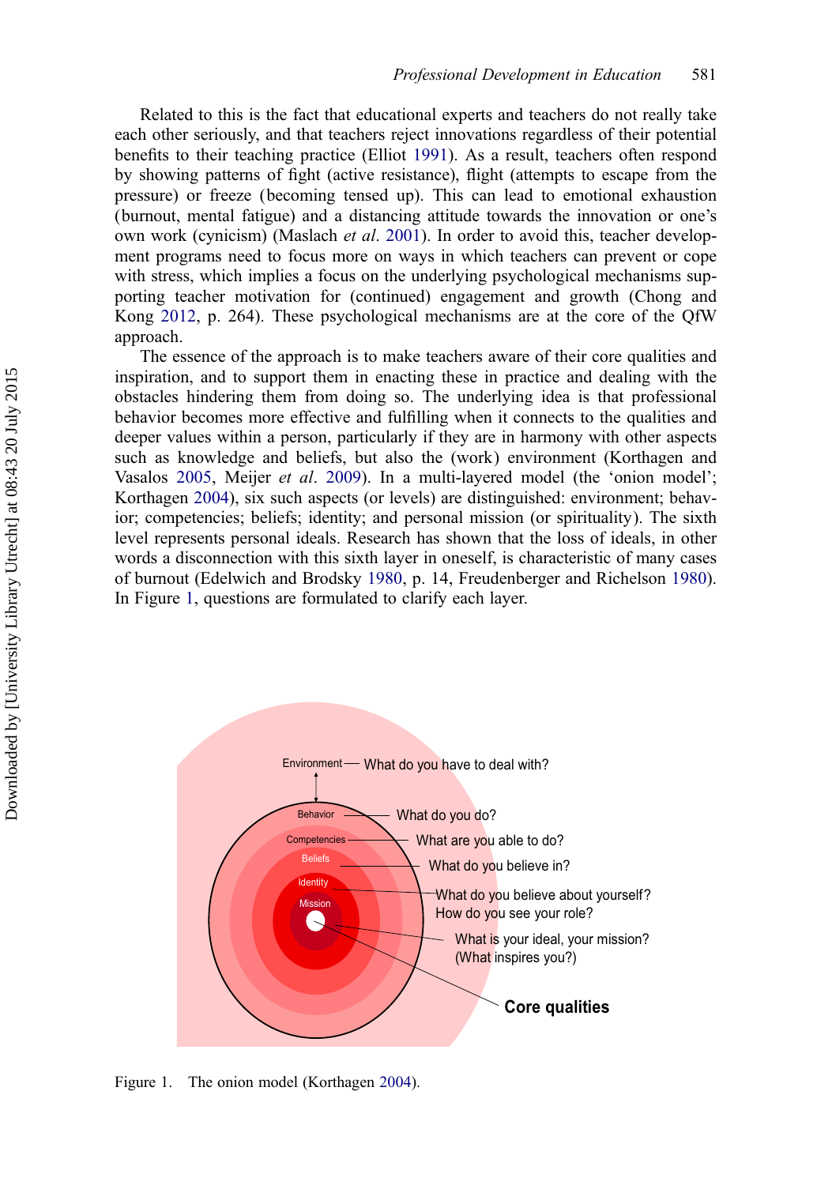Related to this is the fact that educational experts and teachers do not really take each other seriously, and that teachers reject innovations regardless of their potential benefits to their teaching practice (Elliot 1991). As a result, teachers often respond by showing patterns of fight (active resistance), flight (attempts to escape from the pressure) or freeze (becoming tensed up). This can lead to emotional exhaustion (burnout, mental fatigue) and a distancing attitude towards the innovation or one's own work (cynicism) (Maslach *et al*. 2001). In order to avoid this, teacher development programs need to focus more on ways in which teachers can prevent or cope with stress, which implies a focus on the underlying psychological mechanisms supporting teacher motivation for (continued) engagement and growth (Chong and Kong 2012, p. 264). These psychological mechanisms are at the core of the QfW approach.

The essence of the approach is to make teachers aware of their core qualities and inspiration, and to support them in enacting these in practice and dealing with the obstacles hindering them from doing so. The underlying idea is that professional behavior becomes more effective and fulfilling when it connects to the qualities and deeper values within a person, particularly if they are in harmony with other aspects such as knowledge and beliefs, but also the (work) environment (Korthagen and Vasalos 2005, Meijer *et al*. 2009). In a multi-layered model (the 'onion model'; Korthagen 2004), six such aspects (or levels) are distinguished: environment; behavior; competencies; beliefs; identity; and personal mission (or spirituality). The sixth level represents personal ideals. Research has shown that the loss of ideals, in other words a disconnection with this sixth layer in oneself, is characteristic of many cases of burnout (Edelwich and Brodsky 1980, p. 14, Freudenberger and Richelson 1980). In Figure 1, questions are formulated to clarify each layer.

Environment — What do you have to deal with?
Behavior — What do you do?
Competencies — What are you able to do?
Beliefs — What do you believe in?
Identity — What do you believe about yourself? How do you see your role?
Mission — What is your ideal, your mission? (What inspires you?)
**Core qualities**

Figure 1. The onion model (Korthagen 2004).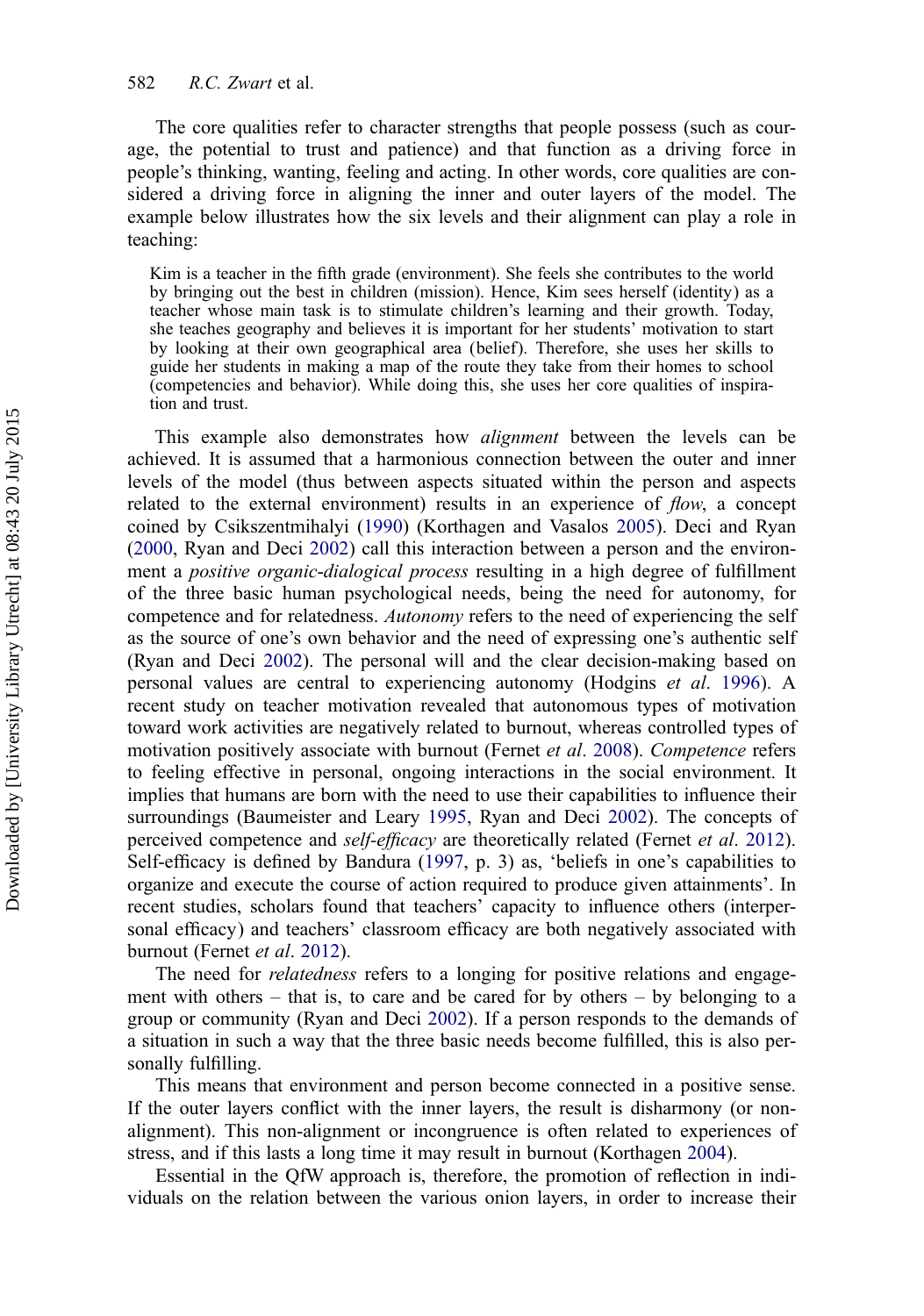The core qualities refer to character strengths that people possess (such as courage, the potential to trust and patience) and that function as a driving force in people's thinking, wanting, feeling and acting. In other words, core qualities are considered a driving force in aligning the inner and outer layers of the model. The example below illustrates how the six levels and their alignment can play a role in teaching:

> Kim is a teacher in the fifth grade (environment). She feels she contributes to the world by bringing out the best in children (mission). Hence, Kim sees herself (identity) as a teacher whose main task is to stimulate children's learning and their growth. Today, she teaches geography and believes it is important for her students' motivation to start by looking at their own geographical area (belief). Therefore, she uses her skills to guide her students in making a map of the route they take from their homes to school (competencies and behavior). While doing this, she uses her core qualities of inspiration and trust.

This example also demonstrates how *alignment* between the levels can be achieved. It is assumed that a harmonious connection between the outer and inner levels of the model (thus between aspects situated within the person and aspects related to the external environment) results in an experience of *flow*, a concept coined by Csikszentmihalyi (1990) (Korthagen and Vasalos 2005). Deci and Ryan (2000, Ryan and Deci 2002) call this interaction between a person and the environment a *positive organic-dialogical process* resulting in a high degree of fulfillment of the three basic human psychological needs, being the need for autonomy, for competence and for relatedness. *Autonomy* refers to the need of experiencing the self as the source of one's own behavior and the need of expressing one's authentic self (Ryan and Deci 2002). The personal will and the clear decision-making based on personal values are central to experiencing autonomy (Hodgins *et al*. 1996). A recent study on teacher motivation revealed that autonomous types of motivation toward work activities are negatively related to burnout, whereas controlled types of motivation positively associate with burnout (Fernet *et al*. 2008). *Competence* refers to feeling effective in personal, ongoing interactions in the social environment. It implies that humans are born with the need to use their capabilities to influence their surroundings (Baumeister and Leary 1995, Ryan and Deci 2002). The concepts of perceived competence and *self-efficacy* are theoretically related (Fernet *et al*. 2012). Self-efficacy is defined by Bandura (1997, p. 3) as, 'beliefs in one's capabilities to organize and execute the course of action required to produce given attainments'. In recent studies, scholars found that teachers' capacity to influence others (interpersonal efficacy) and teachers' classroom efficacy are both negatively associated with burnout (Fernet *et al*. 2012).

The need for *relatedness* refers to a longing for positive relations and engagement with others – that is, to care and be cared for by others – by belonging to a group or community (Ryan and Deci 2002). If a person responds to the demands of a situation in such a way that the three basic needs become fulfilled, this is also personally fulfilling.

This means that environment and person become connected in a positive sense. If the outer layers conflict with the inner layers, the result is disharmony (or non-alignment). This non-alignment or incongruence is often related to experiences of stress, and if this lasts a long time it may result in burnout (Korthagen 2004).

Essential in the QfW approach is, therefore, the promotion of reflection in individuals on the relation between the various onion layers, in order to increase their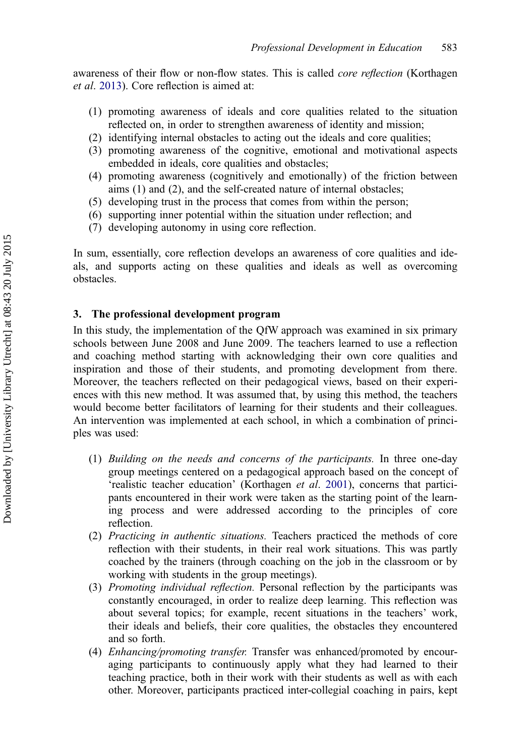awareness of their flow or non-flow states. This is called *core reflection* (Korthagen *et al*. 2013). Core reflection is aimed at:

(1) promoting awareness of ideals and core qualities related to the situation reflected on, in order to strengthen awareness of identity and mission;
(2) identifying internal obstacles to acting out the ideals and core qualities;
(3) promoting awareness of the cognitive, emotional and motivational aspects embedded in ideals, core qualities and obstacles;
(4) promoting awareness (cognitively and emotionally) of the friction between aims (1) and (2), and the self-created nature of internal obstacles;
(5) developing trust in the process that comes from within the person;
(6) supporting inner potential within the situation under reflection; and
(7) developing autonomy in using core reflection.

In sum, essentially, core reflection develops an awareness of core qualities and ideals, and supports acting on these qualities and ideals as well as overcoming obstacles.

## 3. The professional development program

In this study, the implementation of the QfW approach was examined in six primary schools between June 2008 and June 2009. The teachers learned to use a reflection and coaching method starting with acknowledging their own core qualities and inspiration and those of their students, and promoting development from there. Moreover, the teachers reflected on their pedagogical views, based on their experiences with this new method. It was assumed that, by using this method, the teachers would become better facilitators of learning for their students and their colleagues. An intervention was implemented at each school, in which a combination of principles was used:

(1) *Building on the needs and concerns of the participants.* In three one-day group meetings centered on a pedagogical approach based on the concept of 'realistic teacher education' (Korthagen *et al*. 2001), concerns that participants encountered in their work were taken as the starting point of the learning process and were addressed according to the principles of core reflection.
(2) *Practicing in authentic situations.* Teachers practiced the methods of core reflection with their students, in their real work situations. This was partly coached by the trainers (through coaching on the job in the classroom or by working with students in the group meetings).
(3) *Promoting individual reflection.* Personal reflection by the participants was constantly encouraged, in order to realize deep learning. This reflection was about several topics; for example, recent situations in the teachers' work, their ideals and beliefs, their core qualities, the obstacles they encountered and so forth.
(4) *Enhancing/promoting transfer.* Transfer was enhanced/promoted by encouraging participants to continuously apply what they had learned to their teaching practice, both in their work with their students as well as with each other. Moreover, participants practiced inter-collegial coaching in pairs, kept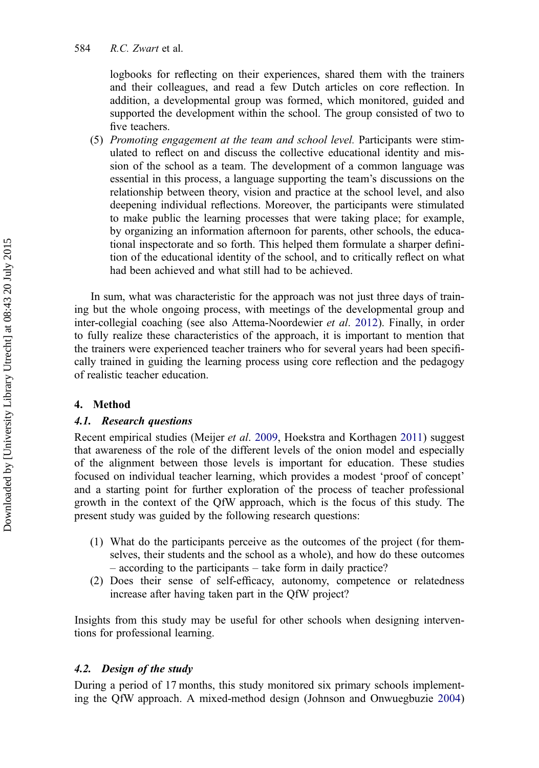logbooks for reflecting on their experiences, shared them with the trainers and their colleagues, and read a few Dutch articles on core reflection. In addition, a developmental group was formed, which monitored, guided and supported the development within the school. The group consisted of two to five teachers.

(5) *Promoting engagement at the team and school level.* Participants were stimulated to reflect on and discuss the collective educational identity and mission of the school as a team. The development of a common language was essential in this process, a language supporting the team's discussions on the relationship between theory, vision and practice at the school level, and also deepening individual reflections. Moreover, the participants were stimulated to make public the learning processes that were taking place; for example, by organizing an information afternoon for parents, other schools, the educational inspectorate and so forth. This helped them formulate a sharper definition of the educational identity of the school, and to critically reflect on what had been achieved and what still had to be achieved.

In sum, what was characteristic for the approach was not just three days of training but the whole ongoing process, with meetings of the developmental group and inter-collegial coaching (see also Attema-Noordewier *et al*. 2012). Finally, in order to fully realize these characteristics of the approach, it is important to mention that the trainers were experienced teacher trainers who for several years had been specifically trained in guiding the learning process using core reflection and the pedagogy of realistic teacher education.

## 4. Method

### 4.1. Research questions

Recent empirical studies (Meijer *et al*. 2009, Hoekstra and Korthagen 2011) suggest that awareness of the role of the different levels of the onion model and especially of the alignment between those levels is important for education. These studies focused on individual teacher learning, which provides a modest 'proof of concept' and a starting point for further exploration of the process of teacher professional growth in the context of the QfW approach, which is the focus of this study. The present study was guided by the following research questions:

(1) What do the participants perceive as the outcomes of the project (for themselves, their students and the school as a whole), and how do these outcomes – according to the participants – take form in daily practice?
(2) Does their sense of self-efficacy, autonomy, competence or relatedness increase after having taken part in the QfW project?

Insights from this study may be useful for other schools when designing interventions for professional learning.

### 4.2. Design of the study

During a period of 17 months, this study monitored six primary schools implementing the QfW approach. A mixed-method design (Johnson and Onwuegbuzie 2004)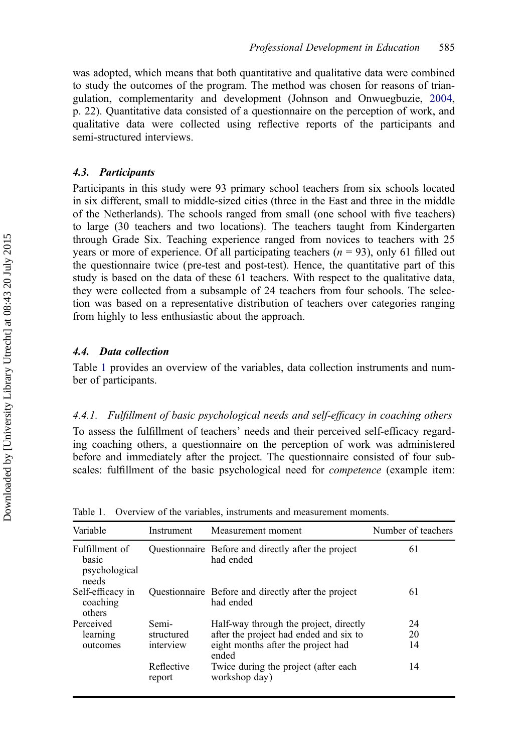was adopted, which means that both quantitative and qualitative data were combined to study the outcomes of the program. The method was chosen for reasons of triangulation, complementarity and development (Johnson and Onwuegbuzie, 2004, p. 22). Quantitative data consisted of a questionnaire on the perception of work, and qualitative data were collected using reflective reports of the participants and semi-structured interviews.

### 4.3. Participants

Participants in this study were 93 primary school teachers from six schools located in six different, small to middle-sized cities (three in the East and three in the middle of the Netherlands). The schools ranged from small (one school with five teachers) to large (30 teachers and two locations). The teachers taught from Kindergarten through Grade Six. Teaching experience ranged from novices to teachers with 25 years or more of experience. Of all participating teachers ($n = 93$), only 61 filled out the questionnaire twice (pre-test and post-test). Hence, the quantitative part of this study is based on the data of these 61 teachers. With respect to the qualitative data, they were collected from a subsample of 24 teachers from four schools. The selection was based on a representative distribution of teachers over categories ranging from highly to less enthusiastic about the approach.

### 4.4. Data collection

Table 1 provides an overview of the variables, data collection instruments and number of participants.

#### 4.4.1. *Fulfillment of basic psychological needs and self-efficacy in coaching others*

To assess the fulfillment of teachers' needs and their perceived self-efficacy regarding coaching others, a questionnaire on the perception of work was administered before and immediately after the project. The questionnaire consisted of four subscales: fulfillment of the basic psychological need for *competence* (example item:

Table 1. Overview of the variables, instruments and measurement moments.

| Variable | Instrument | Measurement moment | Number of teachers |
|---|---|---|---|
| Fulfillment of basic psychological needs | Questionnaire | Before and directly after the project had ended | 61 |
| Self-efficacy in coaching others | Questionnaire | Before and directly after the project had ended | 61 |
| Perceived learning outcomes | Semi-structured interview | Half-way through the project, directly after the project had ended and six to eight months after the project had ended | 24<br>20<br>14 |
| | Reflective report | Twice during the project (after each workshop day) | 14 |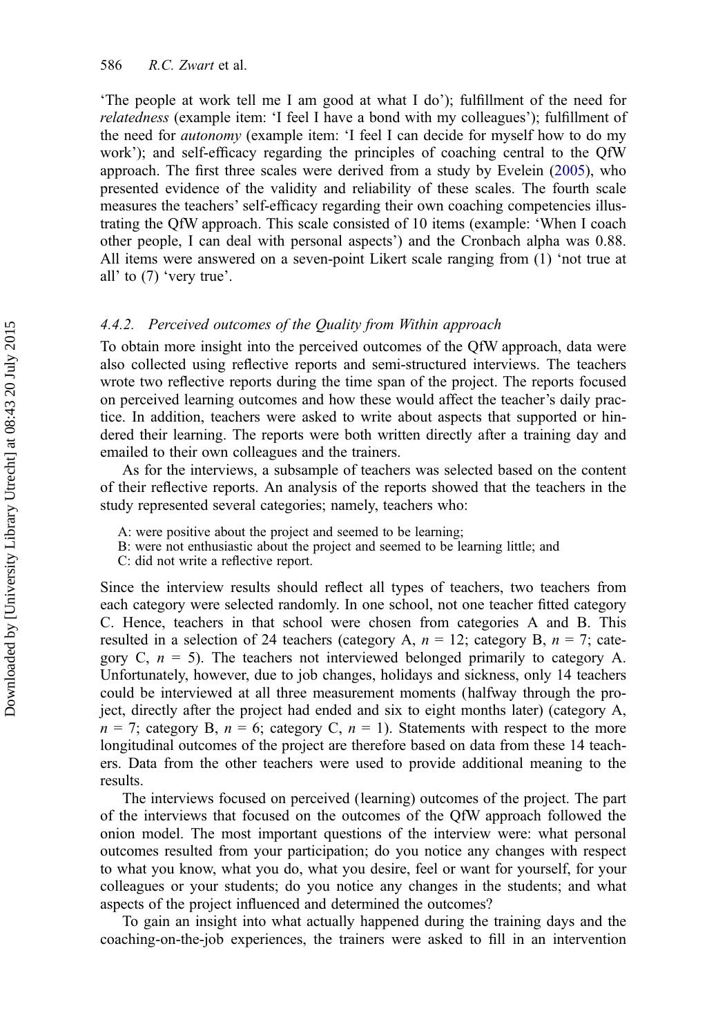'The people at work tell me I am good at what I do'); fulfillment of the need for *relatedness* (example item: 'I feel I have a bond with my colleagues'); fulfillment of the need for *autonomy* (example item: 'I feel I can decide for myself how to do my work'); and self-efficacy regarding the principles of coaching central to the QfW approach. The first three scales were derived from a study by Evelein (2005), who presented evidence of the validity and reliability of these scales. The fourth scale measures the teachers' self-efficacy regarding their own coaching competencies illustrating the QfW approach. This scale consisted of 10 items (example: 'When I coach other people, I can deal with personal aspects') and the Cronbach alpha was 0.88. All items were answered on a seven-point Likert scale ranging from (1) 'not true at all' to (7) 'very true'.

#### 4.4.2. *Perceived outcomes of the Quality from Within approach*

To obtain more insight into the perceived outcomes of the QfW approach, data were also collected using reflective reports and semi-structured interviews. The teachers wrote two reflective reports during the time span of the project. The reports focused on perceived learning outcomes and how these would affect the teacher's daily practice. In addition, teachers were asked to write about aspects that supported or hindered their learning. The reports were both written directly after a training day and emailed to their own colleagues and the trainers.

As for the interviews, a subsample of teachers was selected based on the content of their reflective reports. An analysis of the reports showed that the teachers in the study represented several categories; namely, teachers who:

A: were positive about the project and seemed to be learning;
B: were not enthusiastic about the project and seemed to be learning little; and
C: did not write a reflective report.

Since the interview results should reflect all types of teachers, two teachers from each category were selected randomly. In one school, not one teacher fitted category C. Hence, teachers in that school were chosen from categories A and B. This resulted in a selection of 24 teachers (category A, $n$ = 12; category B, $n$ = 7; category C, $n$ = 5). The teachers not interviewed belonged primarily to category A. Unfortunately, however, due to job changes, holidays and sickness, only 14 teachers could be interviewed at all three measurement moments (halfway through the project, directly after the project had ended and six to eight months later) (category A, $n$ = 7; category B, $n$ = 6; category C, $n$ = 1). Statements with respect to the more longitudinal outcomes of the project are therefore based on data from these 14 teachers. Data from the other teachers were used to provide additional meaning to the results.

The interviews focused on perceived (learning) outcomes of the project. The part of the interviews that focused on the outcomes of the QfW approach followed the onion model. The most important questions of the interview were: what personal outcomes resulted from your participation; do you notice any changes with respect to what you know, what you do, what you desire, feel or want for yourself, for your colleagues or your students; do you notice any changes in the students; and what aspects of the project influenced and determined the outcomes?

To gain an insight into what actually happened during the training days and the coaching-on-the-job experiences, the trainers were asked to fill in an intervention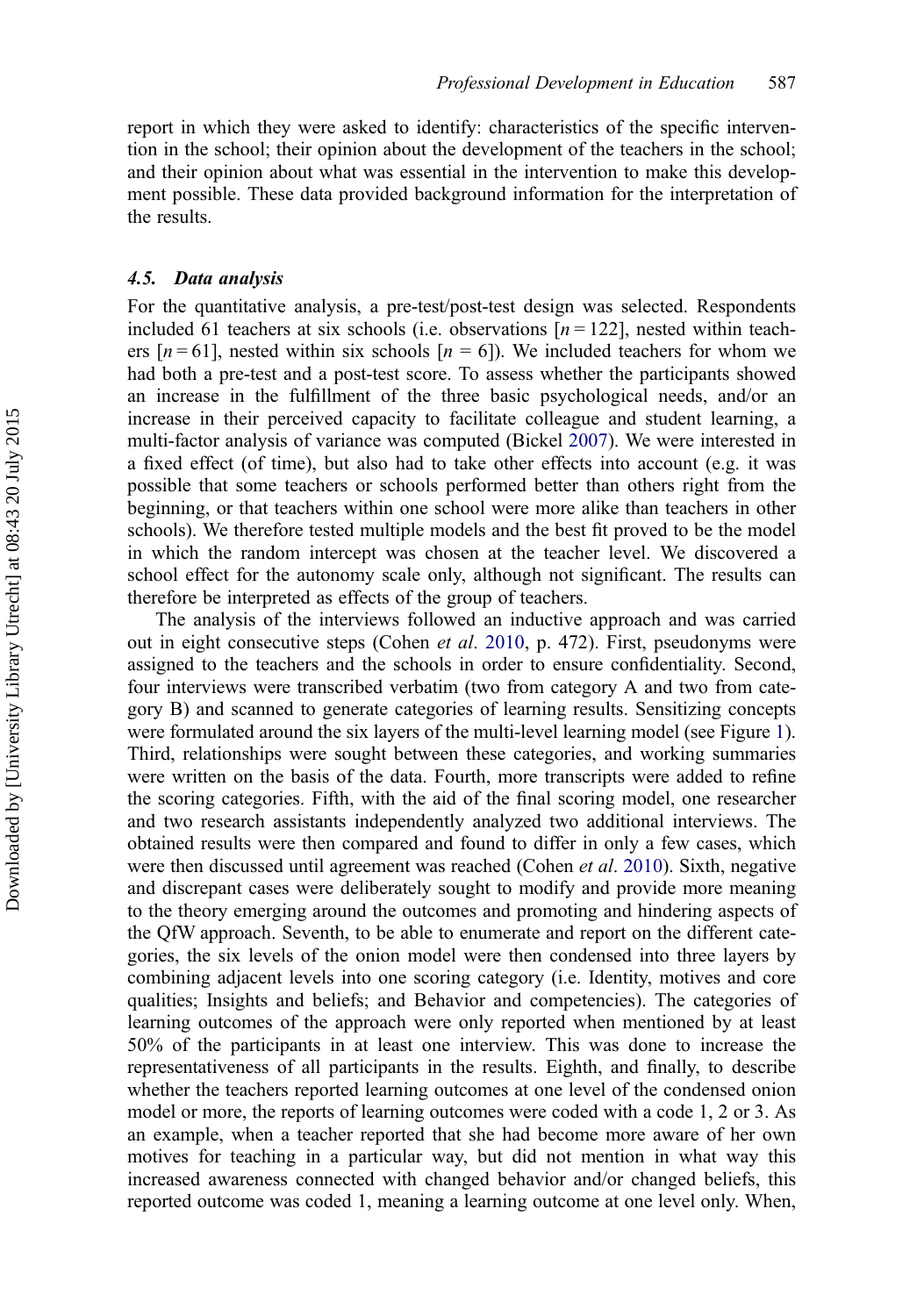report in which they were asked to identify: characteristics of the specific intervention in the school; their opinion about the development of the teachers in the school; and their opinion about what was essential in the intervention to make this development possible. These data provided background information for the interpretation of the results.

### 4.5. Data analysis

For the quantitative analysis, a pre-test/post-test design was selected. Respondents included 61 teachers at six schools (i.e. observations [$n = 122$], nested within teachers [$n = 61$], nested within six schools [$n = 6$]). We included teachers for whom we had both a pre-test and a post-test score. To assess whether the participants showed an increase in the fulfillment of the three basic psychological needs, and/or an increase in their perceived capacity to facilitate colleague and student learning, a multi-factor analysis of variance was computed (Bickel 2007). We were interested in a fixed effect (of time), but also had to take other effects into account (e.g. it was possible that some teachers or schools performed better than others right from the beginning, or that teachers within one school were more alike than teachers in other schools). We therefore tested multiple models and the best fit proved to be the model in which the random intercept was chosen at the teacher level. We discovered a school effect for the autonomy scale only, although not significant. The results can therefore be interpreted as effects of the group of teachers.

The analysis of the interviews followed an inductive approach and was carried out in eight consecutive steps (Cohen *et al*. 2010, p. 472). First, pseudonyms were assigned to the teachers and the schools in order to ensure confidentiality. Second, four interviews were transcribed verbatim (two from category A and two from category B) and scanned to generate categories of learning results. Sensitizing concepts were formulated around the six layers of the multi-level learning model (see Figure 1). Third, relationships were sought between these categories, and working summaries were written on the basis of the data. Fourth, more transcripts were added to refine the scoring categories. Fifth, with the aid of the final scoring model, one researcher and two research assistants independently analyzed two additional interviews. The obtained results were then compared and found to differ in only a few cases, which were then discussed until agreement was reached (Cohen *et al*. 2010). Sixth, negative and discrepant cases were deliberately sought to modify and provide more meaning to the theory emerging around the outcomes and promoting and hindering aspects of the QfW approach. Seventh, to be able to enumerate and report on the different categories, the six levels of the onion model were then condensed into three layers by combining adjacent levels into one scoring category (i.e. Identity, motives and core qualities; Insights and beliefs; and Behavior and competencies). The categories of learning outcomes of the approach were only reported when mentioned by at least 50% of the participants in at least one interview. This was done to increase the representativeness of all participants in the results. Eighth, and finally, to describe whether the teachers reported learning outcomes at one level of the condensed onion model or more, the reports of learning outcomes were coded with a code 1, 2 or 3. As an example, when a teacher reported that she had become more aware of her own motives for teaching in a particular way, but did not mention in what way this increased awareness connected with changed behavior and/or changed beliefs, this reported outcome was coded 1, meaning a learning outcome at one level only. When,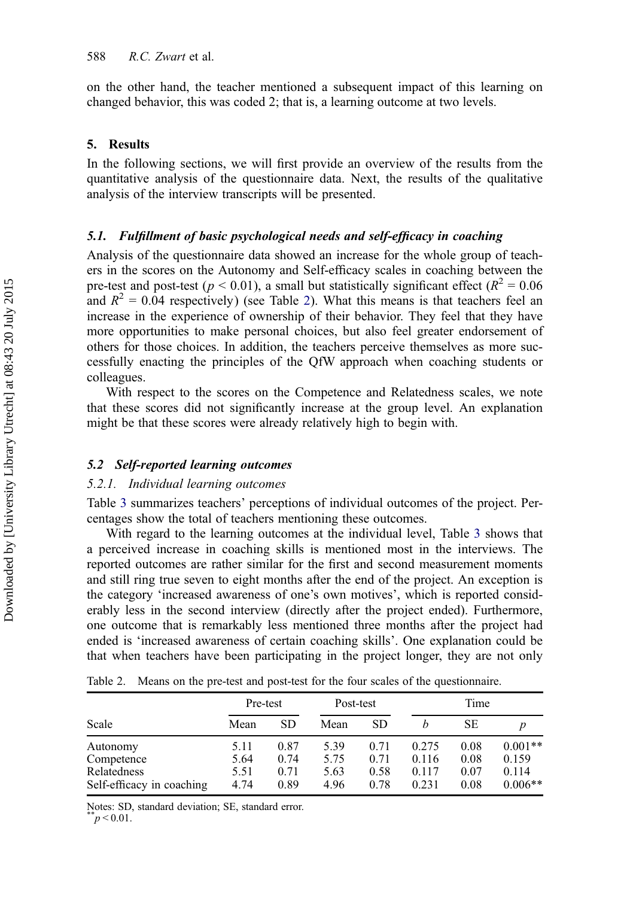on the other hand, the teacher mentioned a subsequent impact of this learning on changed behavior, this was coded 2; that is, a learning outcome at two levels.

## 5. Results

In the following sections, we will first provide an overview of the results from the quantitative analysis of the questionnaire data. Next, the results of the qualitative analysis of the interview transcripts will be presented.

### 5.1. Fulfillment of basic psychological needs and self-efficacy in coaching

Analysis of the questionnaire data showed an increase for the whole group of teachers in the scores on the Autonomy and Self-efficacy scales in coaching between the pre-test and post-test ($p < 0.01$), a small but statistically significant effect ($R^2 = 0.06$ and $R^2 = 0.04$ respectively) (see Table 2). What this means is that teachers feel an increase in the experience of ownership of their behavior. They feel that they have more opportunities to make personal choices, but also feel greater endorsement of others for those choices. In addition, the teachers perceive themselves as more successfully enacting the principles of the QfW approach when coaching students or colleagues.

With respect to the scores on the Competence and Relatedness scales, we note that these scores did not significantly increase at the group level. An explanation might be that these scores were already relatively high to begin with.

### 5.2 Self-reported learning outcomes

#### 5.2.1. Individual learning outcomes

Table 3 summarizes teachers' perceptions of individual outcomes of the project. Percentages show the total of teachers mentioning these outcomes.

With regard to the learning outcomes at the individual level, Table 3 shows that a perceived increase in coaching skills is mentioned most in the interviews. The reported outcomes are rather similar for the first and second measurement moments and still ring true seven to eight months after the end of the project. An exception is the category 'increased awareness of one's own motives', which is reported considerably less in the second interview (directly after the project ended). Furthermore, one outcome that is remarkably less mentioned three months after the project had ended is 'increased awareness of certain coaching skills'. One explanation could be that when teachers have been participating in the project longer, they are not only

Table 2. Means on the pre-test and post-test for the four scales of the questionnaire.

| | Pre-test | | Post-test | | Time | | |
|---|---|---|---|---|---|---|---|
| Scale | Mean | SD | Mean | SD | $b$ | SE | $p$ |
| Autonomy | 5.11 | 0.87 | 5.39 | 0.71 | 0.275 | 0.08 | 0.001** |
| Competence | 5.64 | 0.74 | 5.75 | 0.71 | 0.116 | 0.08 | 0.159 |
| Relatedness | 5.51 | 0.71 | 5.63 | 0.58 | 0.117 | 0.07 | 0.114 |
| Self-efficacy in coaching | 4.74 | 0.89 | 4.96 | 0.78 | 0.231 | 0.08 | 0.006** |

Notes: SD, standard deviation; SE, standard error.
** $p < 0.01$.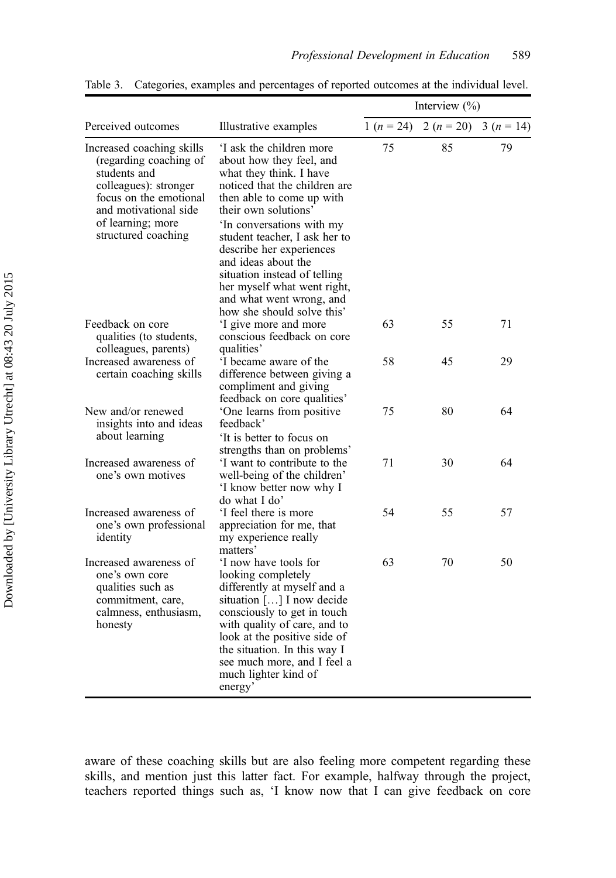Table 3. Categories, examples and percentages of reported outcomes at the individual level.

| Perceived outcomes | Illustrative examples | Interview (%) | | |
|---|---|---|---|---|
| | | 1 ($n$ = 24) | 2 ($n$ = 20) | 3 ($n$ = 14) |
| Increased coaching skills (regarding coaching of students and colleagues): stronger focus on the emotional and motivational side of learning; more structured coaching | 'I ask the children more about how they feel, and what they think. I have noticed that the children are then able to come up with their own solutions' 'In conversations with my student teacher, I ask her to describe her experiences and ideas about the situation instead of telling her myself what went right, and what went wrong, and how she should solve this' | 75 | 85 | 79 |
| Feedback on core qualities (to students, colleagues, parents) | 'I give more and more conscious feedback on core qualities' | 63 | 55 | 71 |
| Increased awareness of certain coaching skills | 'I became aware of the difference between giving a compliment and giving feedback on core qualities' | 58 | 45 | 29 |
| New and/or renewed insights into and ideas about learning | 'One learns from positive feedback' 'It is better to focus on strengths than on problems' | 75 | 80 | 64 |
| Increased awareness of one's own motives | 'I want to contribute to the well-being of the children' 'I know better now why I do what I do' | 71 | 30 | 64 |
| Increased awareness of one's own professional identity | 'I feel there is more appreciation for me, that my experience really matters' | 54 | 55 | 57 |
| Increased awareness of one's own core qualities such as commitment, care, calmness, enthusiasm, honesty | 'I now have tools for looking completely differently at myself and a situation […] I now decide consciously to get in touch with quality of care, and to look at the positive side of the situation. In this way I see much more, and I feel a much lighter kind of energy' | 63 | 70 | 50 |

aware of these coaching skills but are also feeling more competent regarding these skills, and mention just this latter fact. For example, halfway through the project, teachers reported things such as, 'I know now that I can give feedback on core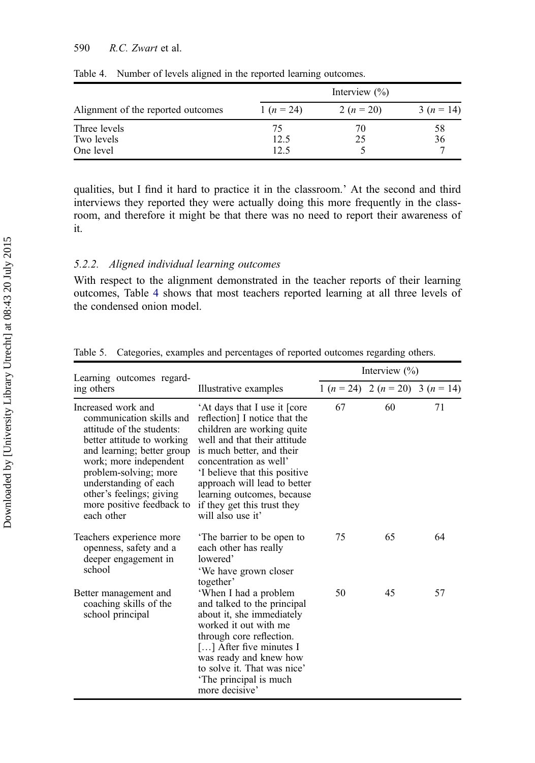Table 4. Number of levels aligned in the reported learning outcomes.

| Alignment of the reported outcomes | Interview (%) | | |
|---|---|---|---|
| | 1 ($n$ = 24) | 2 ($n$ = 20) | 3 ($n$ = 14) |
| Three levels | 75 | 70 | 58 |
| Two levels | 12.5 | 25 | 36 |
| One level | 12.5 | 5 | 7 |

qualities, but I find it hard to practice it in the classroom.' At the second and third interviews they reported they were actually doing this more frequently in the classroom, and therefore it might be that there was no need to report their awareness of it.

### 5.2.2. *Aligned individual learning outcomes*

With respect to the alignment demonstrated in the teacher reports of their learning outcomes, Table 4 shows that most teachers reported learning at all three levels of the condensed onion model.

Table 5. Categories, examples and percentages of reported outcomes regarding others.

| Learning outcomes regarding others | Illustrative examples | Interview (%) | | |
|---|---|---|---|---|
| | | 1 ($n$ = 24) | 2 ($n$ = 20) | 3 ($n$ = 14) |
| Increased work and communication skills and attitude of the students: better attitude to working and learning; better group work; more independent problem-solving; more understanding of each other's feelings; giving more positive feedback to each other | 'At days that I use it [core reflection] I notice that the children are working quite well and that their attitude is much better, and their concentration as well' 'I believe that this positive approach will lead to better learning outcomes, because if they get this trust they will also use it' | 67 | 60 | 71 |
| Teachers experience more openness, safety and a deeper engagement in school | 'The barrier to be open to each other has really lowered' 'We have grown closer together' | 75 | 65 | 64 |
| Better management and coaching skills of the school principal | 'When I had a problem and talked to the principal about it, she immediately worked it out with me through core reflection. […] After five minutes I was ready and knew how to solve it. That was nice' 'The principal is much more decisive' | 50 | 45 | 57 |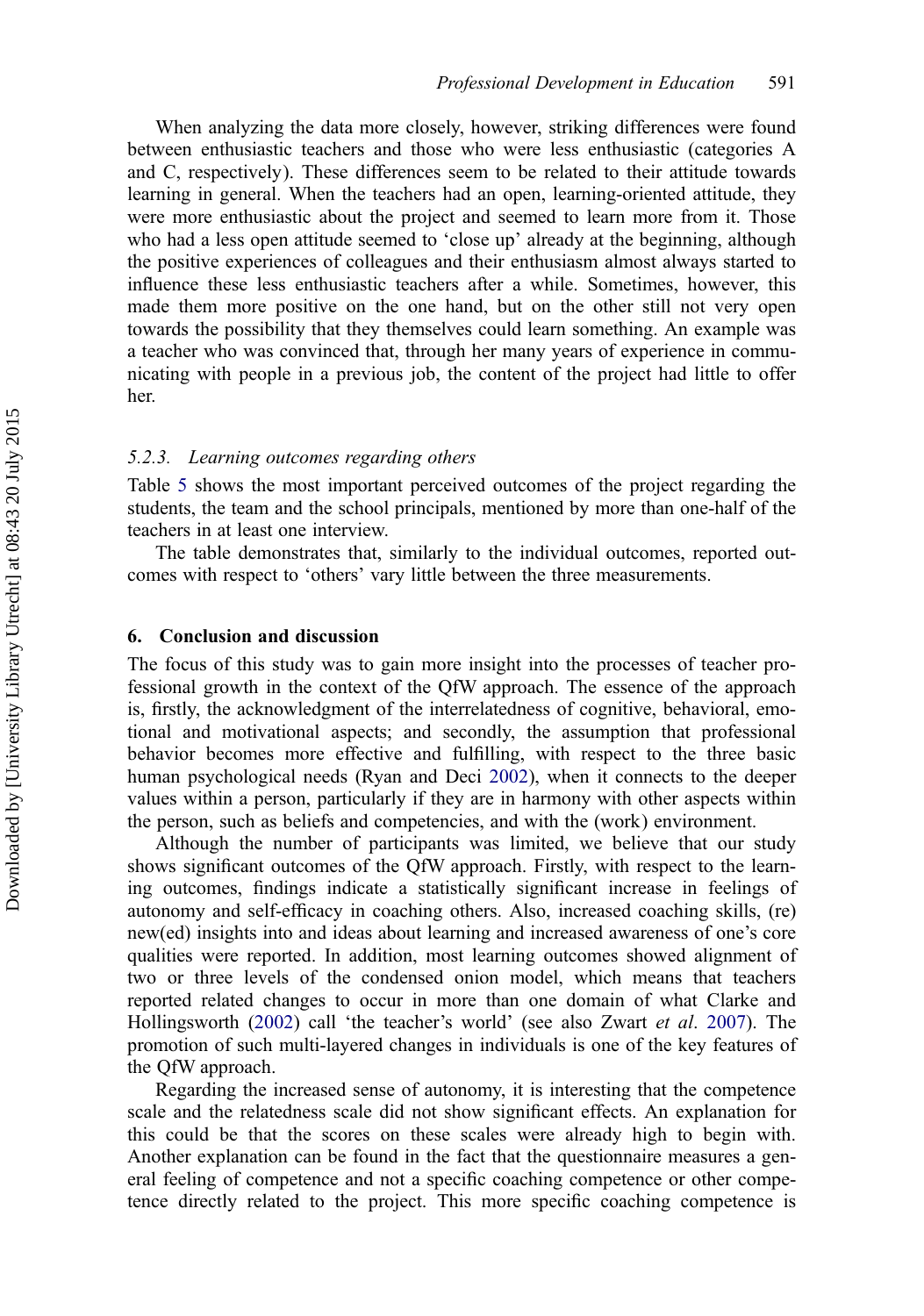When analyzing the data more closely, however, striking differences were found between enthusiastic teachers and those who were less enthusiastic (categories A and C, respectively). These differences seem to be related to their attitude towards learning in general. When the teachers had an open, learning-oriented attitude, they were more enthusiastic about the project and seemed to learn more from it. Those who had a less open attitude seemed to 'close up' already at the beginning, although the positive experiences of colleagues and their enthusiasm almost always started to influence these less enthusiastic teachers after a while. Sometimes, however, this made them more positive on the one hand, but on the other still not very open towards the possibility that they themselves could learn something. An example was a teacher who was convinced that, through her many years of experience in communicating with people in a previous job, the content of the project had little to offer her.

#### 5.2.3. *Learning outcomes regarding others*

Table 5 shows the most important perceived outcomes of the project regarding the students, the team and the school principals, mentioned by more than one-half of the teachers in at least one interview.

The table demonstrates that, similarly to the individual outcomes, reported outcomes with respect to 'others' vary little between the three measurements.

## 6. Conclusion and discussion

The focus of this study was to gain more insight into the processes of teacher professional growth in the context of the QfW approach. The essence of the approach is, firstly, the acknowledgment of the interrelatedness of cognitive, behavioral, emotional and motivational aspects; and secondly, the assumption that professional behavior becomes more effective and fulfilling, with respect to the three basic human psychological needs (Ryan and Deci 2002), when it connects to the deeper values within a person, particularly if they are in harmony with other aspects within the person, such as beliefs and competencies, and with the (work) environment.

Although the number of participants was limited, we believe that our study shows significant outcomes of the QfW approach. Firstly, with respect to the learning outcomes, findings indicate a statistically significant increase in feelings of autonomy and self-efficacy in coaching others. Also, increased coaching skills, (re) new(ed) insights into and ideas about learning and increased awareness of one's core qualities were reported. In addition, most learning outcomes showed alignment of two or three levels of the condensed onion model, which means that teachers reported related changes to occur in more than one domain of what Clarke and Hollingsworth (2002) call 'the teacher's world' (see also Zwart *et al*. 2007). The promotion of such multi-layered changes in individuals is one of the key features of the QfW approach.

Regarding the increased sense of autonomy, it is interesting that the competence scale and the relatedness scale did not show significant effects. An explanation for this could be that the scores on these scales were already high to begin with. Another explanation can be found in the fact that the questionnaire measures a general feeling of competence and not a specific coaching competence or other competence directly related to the project. This more specific coaching competence is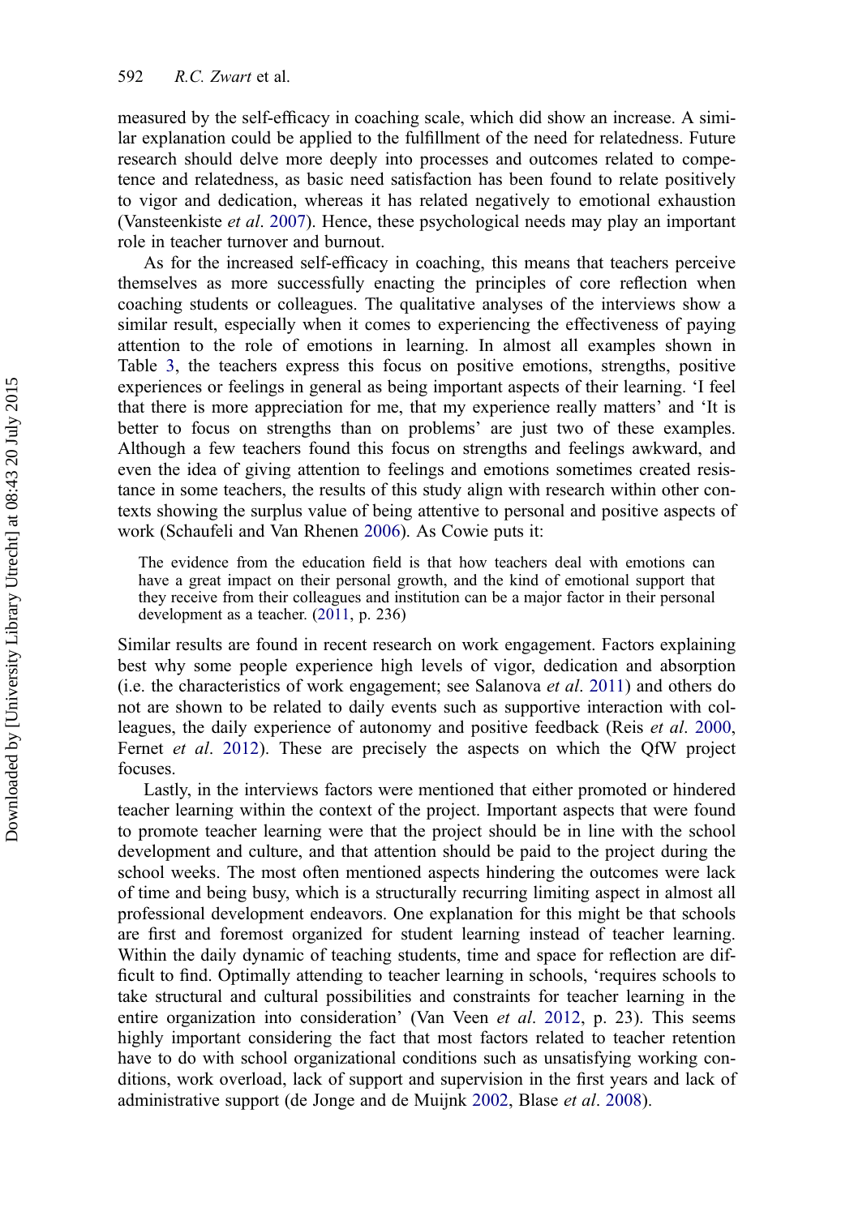measured by the self-efficacy in coaching scale, which did show an increase. A similar explanation could be applied to the fulfillment of the need for relatedness. Future research should delve more deeply into processes and outcomes related to competence and relatedness, as basic need satisfaction has been found to relate positively to vigor and dedication, whereas it has related negatively to emotional exhaustion (Vansteenkiste *et al*. 2007). Hence, these psychological needs may play an important role in teacher turnover and burnout.

As for the increased self-efficacy in coaching, this means that teachers perceive themselves as more successfully enacting the principles of core reflection when coaching students or colleagues. The qualitative analyses of the interviews show a similar result, especially when it comes to experiencing the effectiveness of paying attention to the role of emotions in learning. In almost all examples shown in Table 3, the teachers express this focus on positive emotions, strengths, positive experiences or feelings in general as being important aspects of their learning. 'I feel that there is more appreciation for me, that my experience really matters' and 'It is better to focus on strengths than on problems' are just two of these examples. Although a few teachers found this focus on strengths and feelings awkward, and even the idea of giving attention to feelings and emotions sometimes created resistance in some teachers, the results of this study align with research within other contexts showing the surplus value of being attentive to personal and positive aspects of work (Schaufeli and Van Rhenen 2006). As Cowie puts it:

> The evidence from the education field is that how teachers deal with emotions can have a great impact on their personal growth, and the kind of emotional support that they receive from their colleagues and institution can be a major factor in their personal development as a teacher. (2011, p. 236)

Similar results are found in recent research on work engagement. Factors explaining best why some people experience high levels of vigor, dedication and absorption (i.e. the characteristics of work engagement; see Salanova *et al*. 2011) and others do not are shown to be related to daily events such as supportive interaction with colleagues, the daily experience of autonomy and positive feedback (Reis *et al*. 2000, Fernet *et al*. 2012). These are precisely the aspects on which the QfW project focuses.

Lastly, in the interviews factors were mentioned that either promoted or hindered teacher learning within the context of the project. Important aspects that were found to promote teacher learning were that the project should be in line with the school development and culture, and that attention should be paid to the project during the school weeks. The most often mentioned aspects hindering the outcomes were lack of time and being busy, which is a structurally recurring limiting aspect in almost all professional development endeavors. One explanation for this might be that schools are first and foremost organized for student learning instead of teacher learning. Within the daily dynamic of teaching students, time and space for reflection are difficult to find. Optimally attending to teacher learning in schools, 'requires schools to take structural and cultural possibilities and constraints for teacher learning in the entire organization into consideration' (Van Veen *et al*. 2012, p. 23). This seems highly important considering the fact that most factors related to teacher retention have to do with school organizational conditions such as unsatisfying working conditions, work overload, lack of support and supervision in the first years and lack of administrative support (de Jonge and de Muijnk 2002, Blase *et al*. 2008).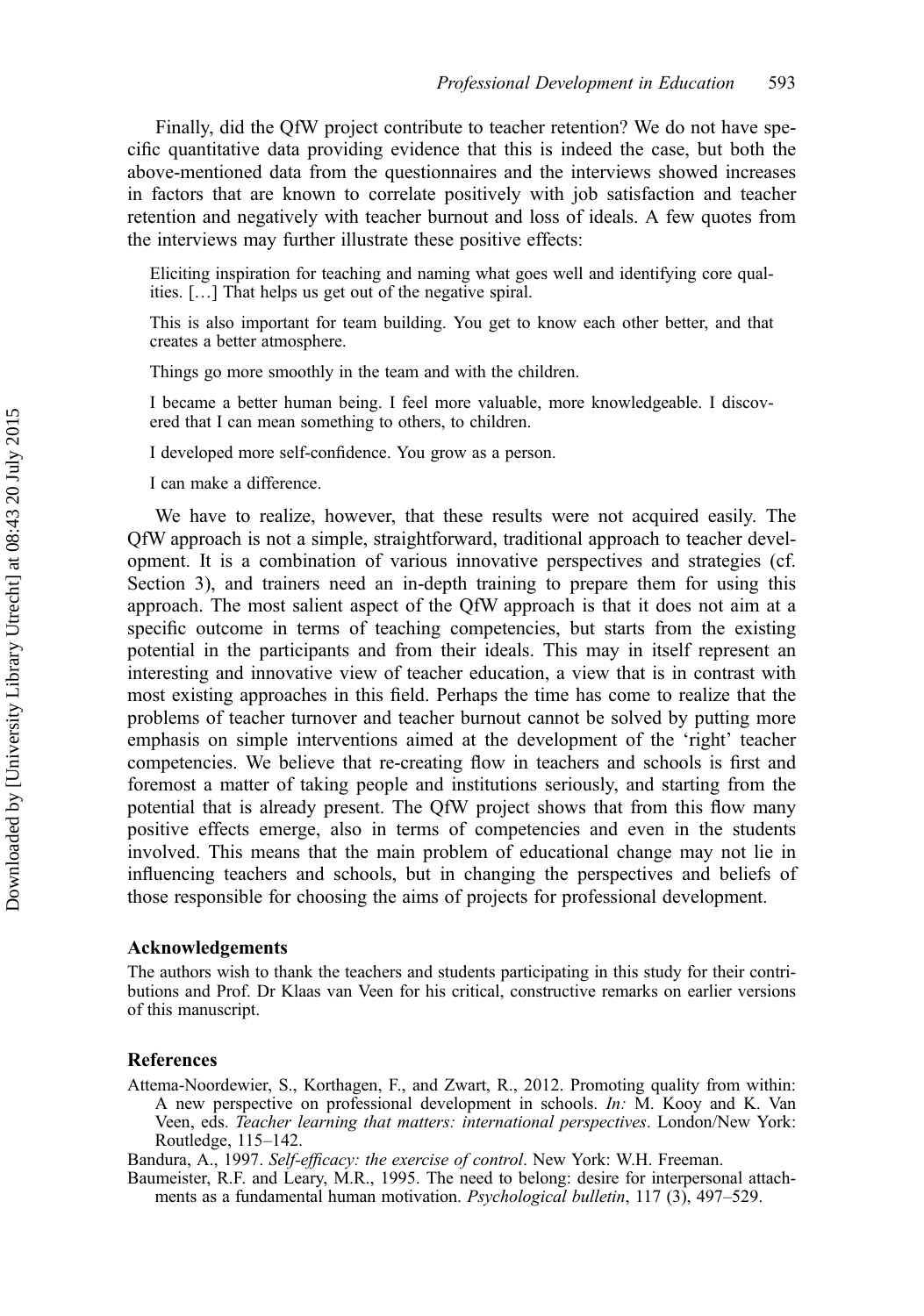Finally, did the QfW project contribute to teacher retention? We do not have specific quantitative data providing evidence that this is indeed the case, but both the above-mentioned data from the questionnaires and the interviews showed increases in factors that are known to correlate positively with job satisfaction and teacher retention and negatively with teacher burnout and loss of ideals. A few quotes from the interviews may further illustrate these positive effects:

> Eliciting inspiration for teaching and naming what goes well and identifying core qualities. […] That helps us get out of the negative spiral.
>
> This is also important for team building. You get to know each other better, and that creates a better atmosphere.
>
> Things go more smoothly in the team and with the children.
>
> I became a better human being. I feel more valuable, more knowledgeable. I discovered that I can mean something to others, to children.
>
> I developed more self-confidence. You grow as a person.
>
> I can make a difference.

We have to realize, however, that these results were not acquired easily. The QfW approach is not a simple, straightforward, traditional approach to teacher development. It is a combination of various innovative perspectives and strategies (cf. Section 3), and trainers need an in-depth training to prepare them for using this approach. The most salient aspect of the QfW approach is that it does not aim at a specific outcome in terms of teaching competencies, but starts from the existing potential in the participants and from their ideals. This may in itself represent an interesting and innovative view of teacher education, a view that is in contrast with most existing approaches in this field. Perhaps the time has come to realize that the problems of teacher turnover and teacher burnout cannot be solved by putting more emphasis on simple interventions aimed at the development of the 'right' teacher competencies. We believe that re-creating flow in teachers and schools is first and foremost a matter of taking people and institutions seriously, and starting from the potential that is already present. The QfW project shows that from this flow many positive effects emerge, also in terms of competencies and even in the students involved. This means that the main problem of educational change may not lie in influencing teachers and schools, but in changing the perspectives and beliefs of those responsible for choosing the aims of projects for professional development.

## Acknowledgements

The authors wish to thank the teachers and students participating in this study for their contributions and Prof. Dr Klaas van Veen for his critical, constructive remarks on earlier versions of this manuscript.

## References

Attema-Noordewier, S., Korthagen, F., and Zwart, R., 2012. Promoting quality from within: A new perspective on professional development in schools. *In:* M. Kooy and K. Van Veen, eds. *Teacher learning that matters: international perspectives*. London/New York: Routledge, 115–142.

Bandura, A., 1997. *Self-efficacy: the exercise of control*. New York: W.H. Freeman.

Baumeister, R.F. and Leary, M.R., 1995. The need to belong: desire for interpersonal attachments as a fundamental human motivation. *Psychological bulletin*, 117 (3), 497–529.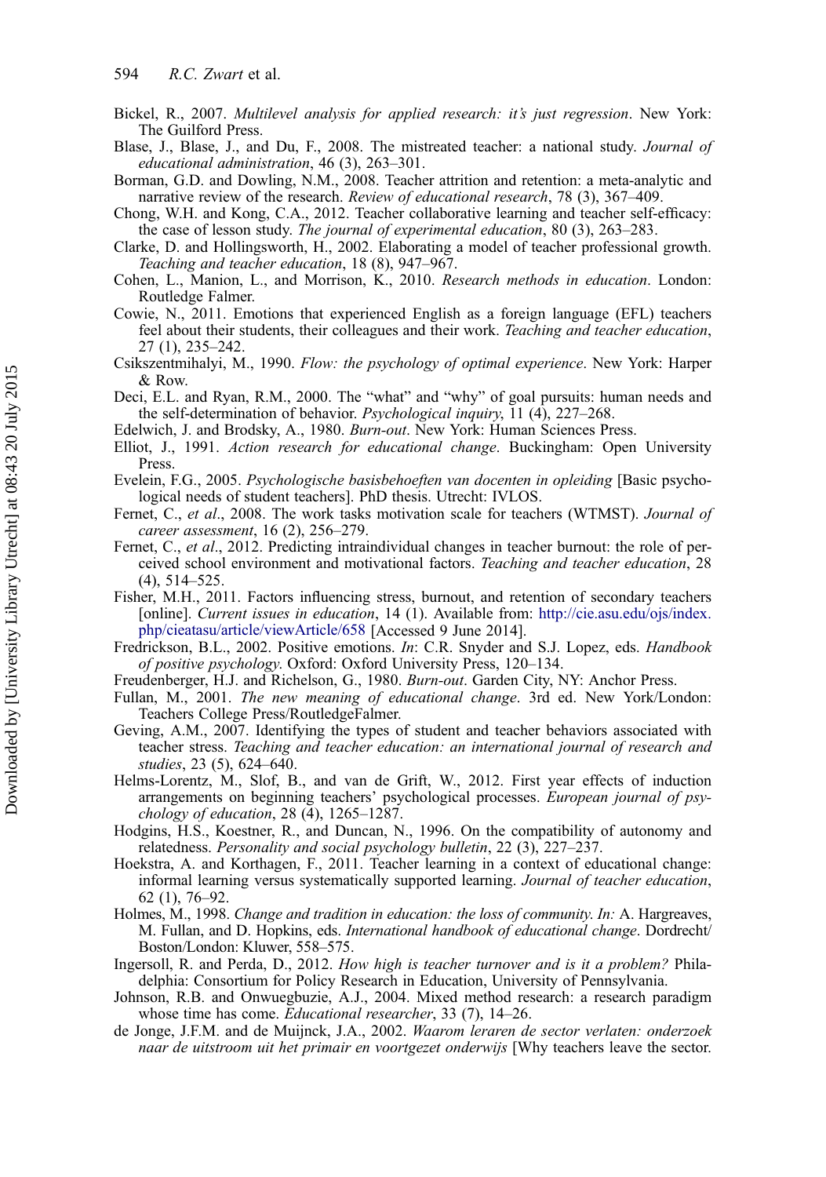Bickel, R., 2007. *Multilevel analysis for applied research: it's just regression*. New York: The Guilford Press.

Blase, J., Blase, J., and Du, F., 2008. The mistreated teacher: a national study. *Journal of educational administration*, 46 (3), 263–301.

Borman, G.D. and Dowling, N.M., 2008. Teacher attrition and retention: a meta-analytic and narrative review of the research. *Review of educational research*, 78 (3), 367–409.

Chong, W.H. and Kong, C.A., 2012. Teacher collaborative learning and teacher self-efficacy: the case of lesson study. *The journal of experimental education*, 80 (3), 263–283.

Clarke, D. and Hollingsworth, H., 2002. Elaborating a model of teacher professional growth. *Teaching and teacher education*, 18 (8), 947–967.

Cohen, L., Manion, L., and Morrison, K., 2010. *Research methods in education*. London: Routledge Falmer.

Cowie, N., 2011. Emotions that experienced English as a foreign language (EFL) teachers feel about their students, their colleagues and their work. *Teaching and teacher education*, 27 (1), 235–242.

Csikszentmihalyi, M., 1990. *Flow: the psychology of optimal experience*. New York: Harper & Row.

Deci, E.L. and Ryan, R.M., 2000. The "what" and "why" of goal pursuits: human needs and the self-determination of behavior. *Psychological inquiry*, 11 (4), 227–268.

Edelwich, J. and Brodsky, A., 1980. *Burn-out*. New York: Human Sciences Press.

Elliot, J., 1991. *Action research for educational change*. Buckingham: Open University Press.

Evelein, F.G., 2005. *Psychologische basisbehoeften van docenten in opleiding* [Basic psychological needs of student teachers]. PhD thesis. Utrecht: IVLOS.

Fernet, C., *et al*., 2008. The work tasks motivation scale for teachers (WTMST). *Journal of career assessment*, 16 (2), 256–279.

Fernet, C., *et al*., 2012. Predicting intraindividual changes in teacher burnout: the role of perceived school environment and motivational factors. *Teaching and teacher education*, 28 (4), 514–525.

Fisher, M.H., 2011. Factors influencing stress, burnout, and retention of secondary teachers [online]. *Current issues in education*, 14 (1). Available from: http://cie.asu.edu/ojs/index.php/cieatasu/article/viewArticle/658 [Accessed 9 June 2014].

Fredrickson, B.L., 2002. Positive emotions. *In*: C.R. Snyder and S.J. Lopez, eds. *Handbook of positive psychology*. Oxford: Oxford University Press, 120–134.

Freudenberger, H.J. and Richelson, G., 1980. *Burn-out*. Garden City, NY: Anchor Press.

Fullan, M., 2001. *The new meaning of educational change*. 3rd ed. New York/London: Teachers College Press/RoutledgeFalmer.

Geving, A.M., 2007. Identifying the types of student and teacher behaviors associated with teacher stress. *Teaching and teacher education: an international journal of research and studies*, 23 (5), 624–640.

Helms-Lorentz, M., Slof, B., and van de Grift, W., 2012. First year effects of induction arrangements on beginning teachers' psychological processes. *European journal of psychology of education*, 28 (4), 1265–1287.

Hodgins, H.S., Koestner, R., and Duncan, N., 1996. On the compatibility of autonomy and relatedness. *Personality and social psychology bulletin*, 22 (3), 227–237.

Hoekstra, A. and Korthagen, F., 2011. Teacher learning in a context of educational change: informal learning versus systematically supported learning. *Journal of teacher education*, 62 (1), 76–92.

Holmes, M., 1998. *Change and tradition in education: the loss of community. In:* A. Hargreaves, M. Fullan, and D. Hopkins, eds. *International handbook of educational change*. Dordrecht/Boston/London: Kluwer, 558–575.

Ingersoll, R. and Perda, D., 2012. *How high is teacher turnover and is it a problem?* Philadelphia: Consortium for Policy Research in Education, University of Pennsylvania.

Johnson, R.B. and Onwuegbuzie, A.J., 2004. Mixed method research: a research paradigm whose time has come. *Educational researcher*, 33 (7), 14–26.

de Jonge, J.F.M. and de Muijnck, J.A., 2002. *Waarom leraren de sector verlaten: onderzoek naar de uitstroom uit het primair en voortgezet onderwijs* [Why teachers leave the sector.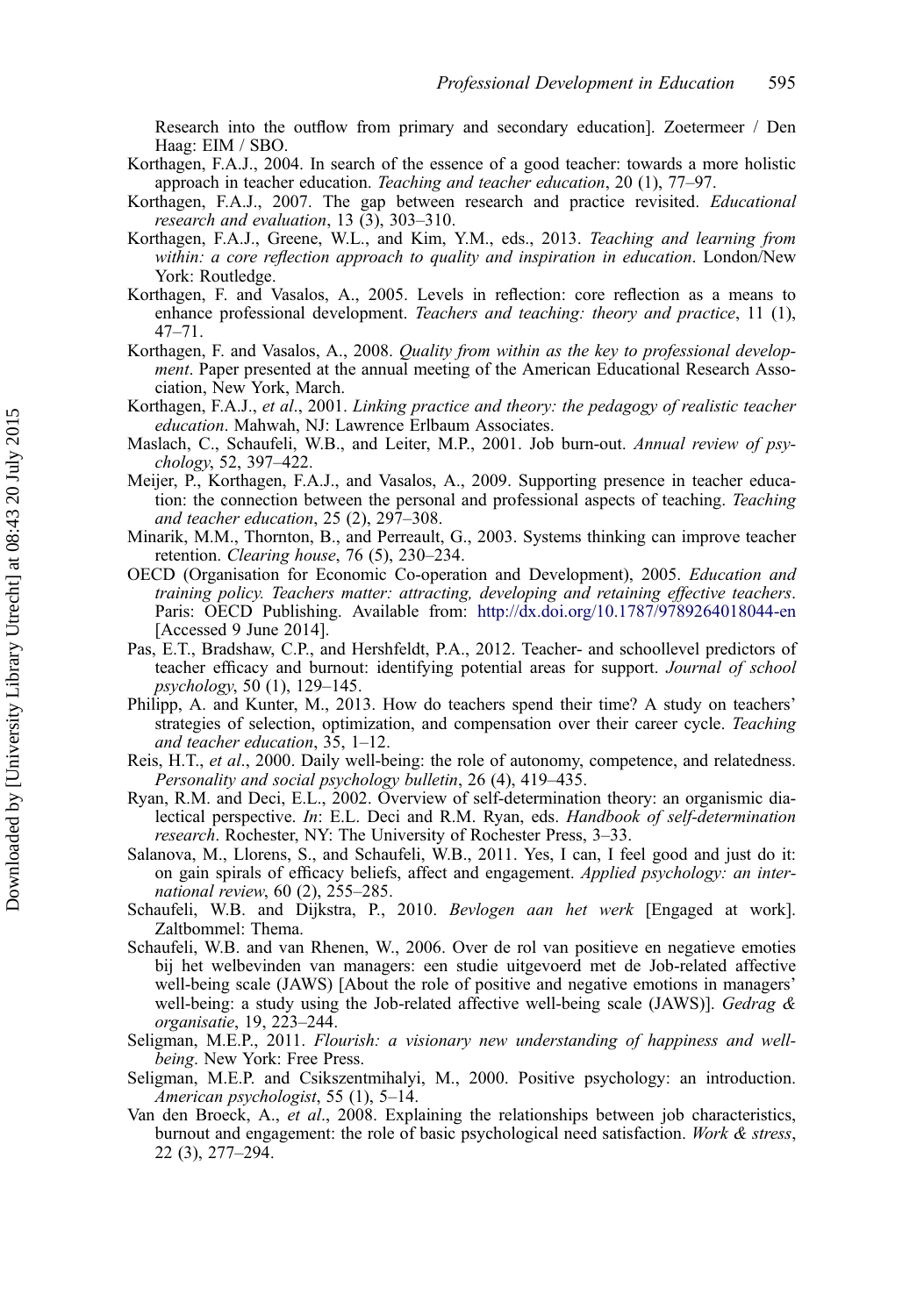Research into the outflow from primary and secondary education]. Zoetermeer / Den Haag: EIM / SBO.

Korthagen, F.A.J., 2004. In search of the essence of a good teacher: towards a more holistic approach in teacher education. *Teaching and teacher education*, 20 (1), 77–97.

Korthagen, F.A.J., 2007. The gap between research and practice revisited. *Educational research and evaluation*, 13 (3), 303–310.

Korthagen, F.A.J., Greene, W.L., and Kim, Y.M., eds., 2013. *Teaching and learning from within: a core reflection approach to quality and inspiration in education*. London/New York: Routledge.

Korthagen, F. and Vasalos, A., 2005. Levels in reflection: core reflection as a means to enhance professional development. *Teachers and teaching: theory and practice*, 11 (1), 47–71.

Korthagen, F. and Vasalos, A., 2008. *Quality from within as the key to professional development*. Paper presented at the annual meeting of the American Educational Research Association, New York, March.

Korthagen, F.A.J., *et al*., 2001. *Linking practice and theory: the pedagogy of realistic teacher education*. Mahwah, NJ: Lawrence Erlbaum Associates.

Maslach, C., Schaufeli, W.B., and Leiter, M.P., 2001. Job burn-out. *Annual review of psychology*, 52, 397–422.

Meijer, P., Korthagen, F.A.J., and Vasalos, A., 2009. Supporting presence in teacher education: the connection between the personal and professional aspects of teaching. *Teaching and teacher education*, 25 (2), 297–308.

Minarik, M.M., Thornton, B., and Perreault, G., 2003. Systems thinking can improve teacher retention. *Clearing house*, 76 (5), 230–234.

OECD (Organisation for Economic Co-operation and Development), 2005. *Education and training policy. Teachers matter: attracting, developing and retaining effective teachers*. Paris: OECD Publishing. Available from: http://dx.doi.org/10.1787/9789264018044-en [Accessed 9 June 2014].

Pas, E.T., Bradshaw, C.P., and Hershfeldt, P.A., 2012. Teacher- and schoollevel predictors of teacher efficacy and burnout: identifying potential areas for support. *Journal of school psychology*, 50 (1), 129–145.

Philipp, A. and Kunter, M., 2013. How do teachers spend their time? A study on teachers' strategies of selection, optimization, and compensation over their career cycle. *Teaching and teacher education*, 35, 1–12.

Reis, H.T., *et al*., 2000. Daily well-being: the role of autonomy, competence, and relatedness. *Personality and social psychology bulletin*, 26 (4), 419–435.

Ryan, R.M. and Deci, E.L., 2002. Overview of self-determination theory: an organismic dialectical perspective. *In*: E.L. Deci and R.M. Ryan, eds. *Handbook of self-determination research*. Rochester, NY: The University of Rochester Press, 3–33.

Salanova, M., Llorens, S., and Schaufeli, W.B., 2011. Yes, I can, I feel good and just do it: on gain spirals of efficacy beliefs, affect and engagement. *Applied psychology: an international review*, 60 (2), 255–285.

Schaufeli, W.B. and Dijkstra, P., 2010. *Bevlogen aan het werk* [Engaged at work]. Zaltbommel: Thema.

Schaufeli, W.B. and van Rhenen, W., 2006. Over de rol van positieve en negatieve emoties bij het welbevinden van managers: een studie uitgevoerd met de Job-related affective well-being scale (JAWS) [About the role of positive and negative emotions in managers' well-being: a study using the Job-related affective well-being scale (JAWS)]. *Gedrag & organisatie*, 19, 223–244.

Seligman, M.E.P., 2011. *Flourish: a visionary new understanding of happiness and well-being*. New York: Free Press.

Seligman, M.E.P. and Csikszentmihalyi, M., 2000. Positive psychology: an introduction. *American psychologist*, 55 (1), 5–14.

Van den Broeck, A., *et al*., 2008. Explaining the relationships between job characteristics, burnout and engagement: the role of basic psychological need satisfaction. *Work & stress*, 22 (3), 277–294.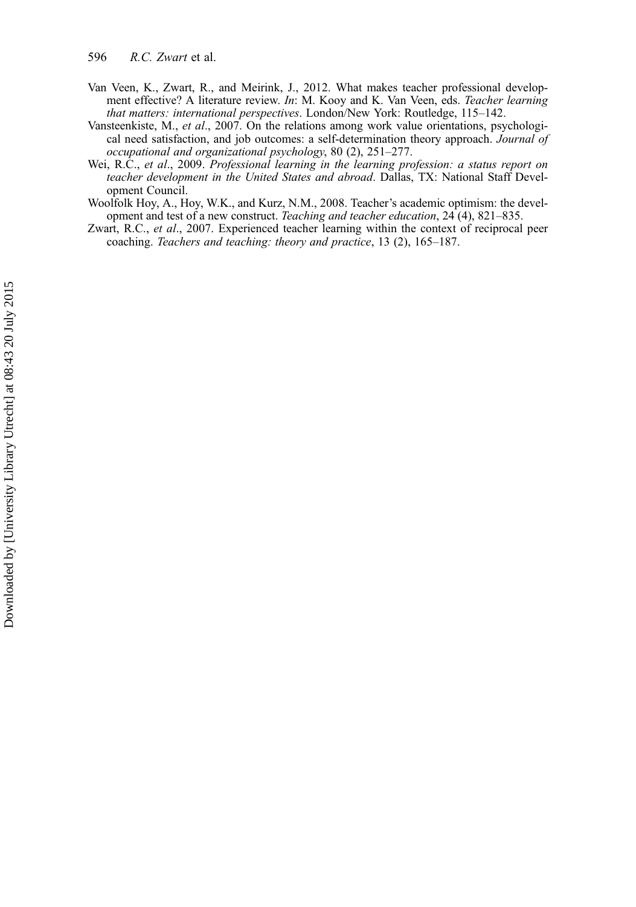Van Veen, K., Zwart, R., and Meirink, J., 2012. What makes teacher professional development effective? A literature review. *In*: M. Kooy and K. Van Veen, eds. *Teacher learning that matters: international perspectives*. London/New York: Routledge, 115–142.

Vansteenkiste, M., *et al*., 2007. On the relations among work value orientations, psychological need satisfaction, and job outcomes: a self-determination theory approach. *Journal of occupational and organizational psychology*, 80 (2), 251–277.

Wei, R.C., *et al*., 2009. *Professional learning in the learning profession: a status report on teacher development in the United States and abroad*. Dallas, TX: National Staff Development Council.

Woolfolk Hoy, A., Hoy, W.K., and Kurz, N.M., 2008. Teacher's academic optimism: the development and test of a new construct. *Teaching and teacher education*, 24 (4), 821–835.

Zwart, R.C., *et al*., 2007. Experienced teacher learning within the context of reciprocal peer coaching. *Teachers and teaching: theory and practice*, 13 (2), 165–187.